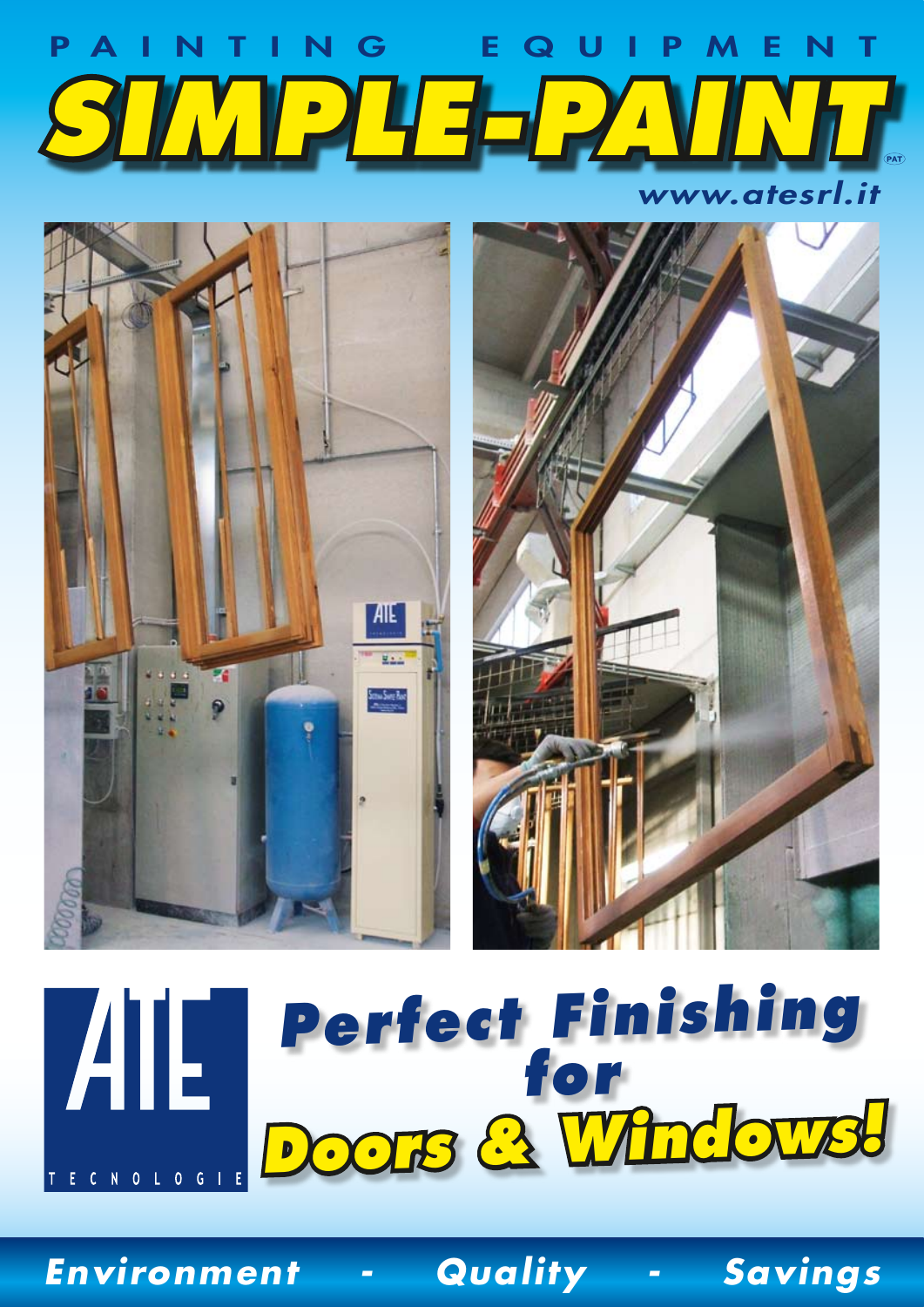PAINTING EQUIPMENT

# SIMPLE-PAINT

PAT

www.atesrl.it

ATE TECNOLOGIE

## Perfect Finishing for Doors & Windows!

Environment - Quality - Savings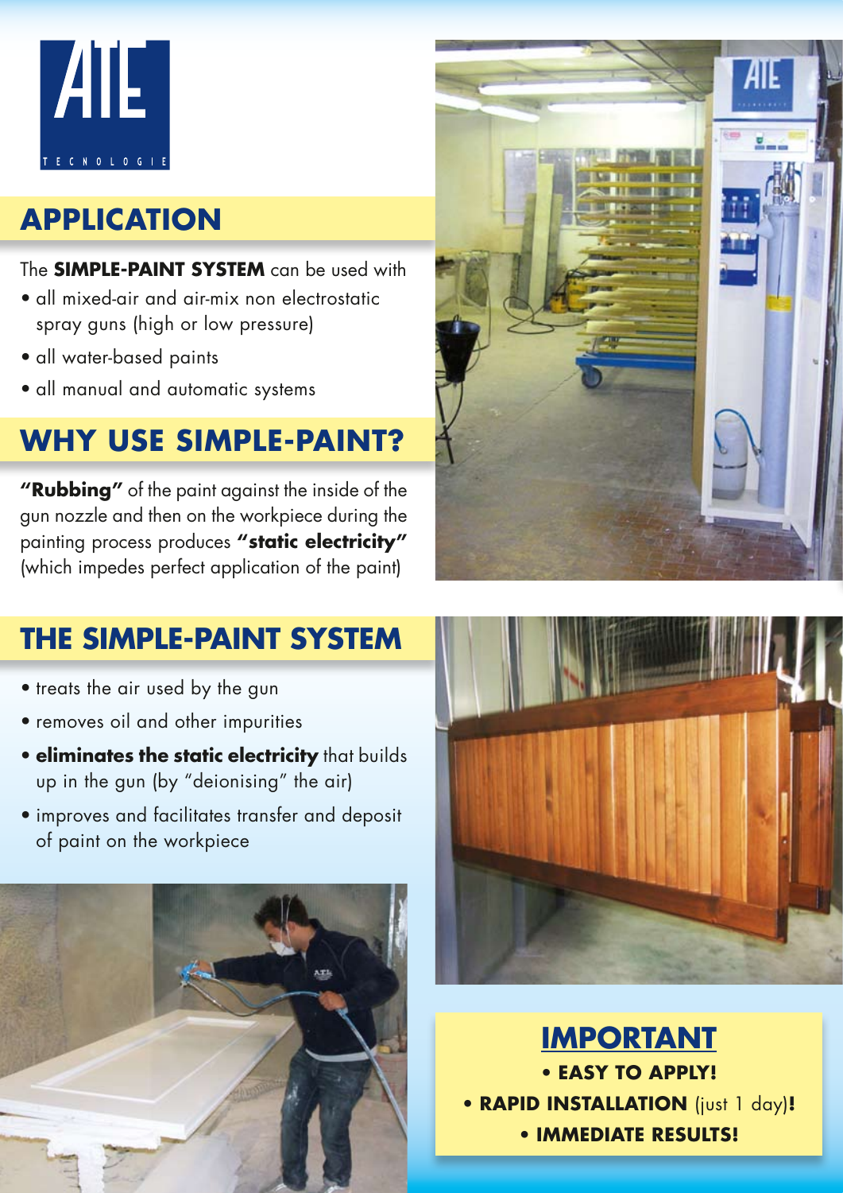# ATE TECNOLOGIE

## APPLICATION

The **SIMPLE-PAINT SYSTEM** can be used with

- all mixed-air and air-mix non electrostatic spray guns (high or low pressure)
- all water-based paints
- all manual and automatic systems

## WHY USE SIMPLE-PAINT?

**"Rubbing"** of the paint against the inside of the gun nozzle and then on the workpiece during the painting process produces **"static electricity"** (which impedes perfect application of the paint)

## THE SIMPLE-PAINT SYSTEM

- treats the air used by the gun
- removes oil and other impurities
- **eliminates the static electricity** that builds up in the gun (by "deionising" the air)
- improves and facilitates transfer and deposit of paint on the workpiece

## IMPORTANT

- **EASY TO APPLY!**
- **RAPID INSTALLATION** (just 1 day)**!**
- **IMMEDIATE RESULTS!**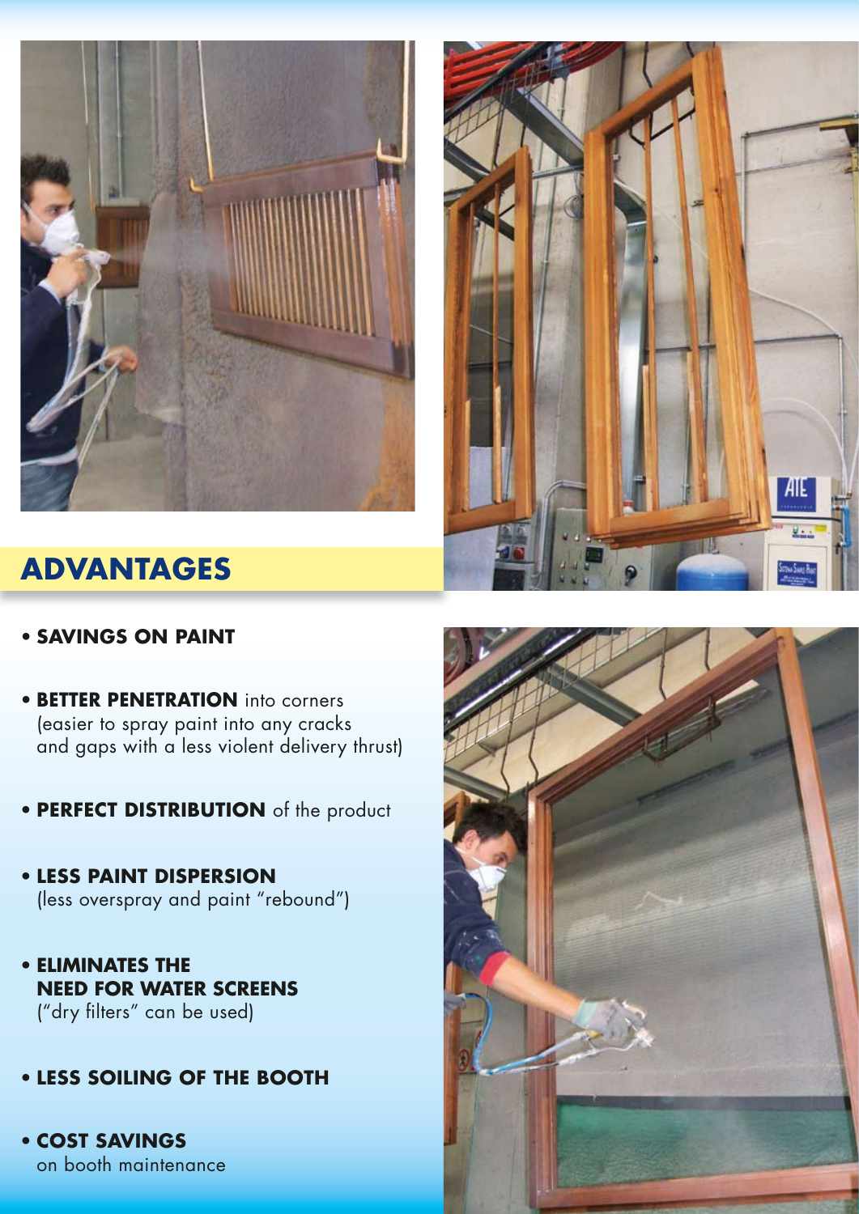## ADVANTAGES

- **SAVINGS ON PAINT**
- **BETTER PENETRATION** into corners (easier to spray paint into any cracks and gaps with a less violent delivery thrust)
- **PERFECT DISTRIBUTION** of the product
- **LESS PAINT DISPERSION** (less overspray and paint "rebound")
- **ELIMINATES THE NEED FOR WATER SCREENS** ("dry filters" can be used)
- **LESS SOILING OF THE BOOTH**
- **COST SAVINGS** on booth maintenance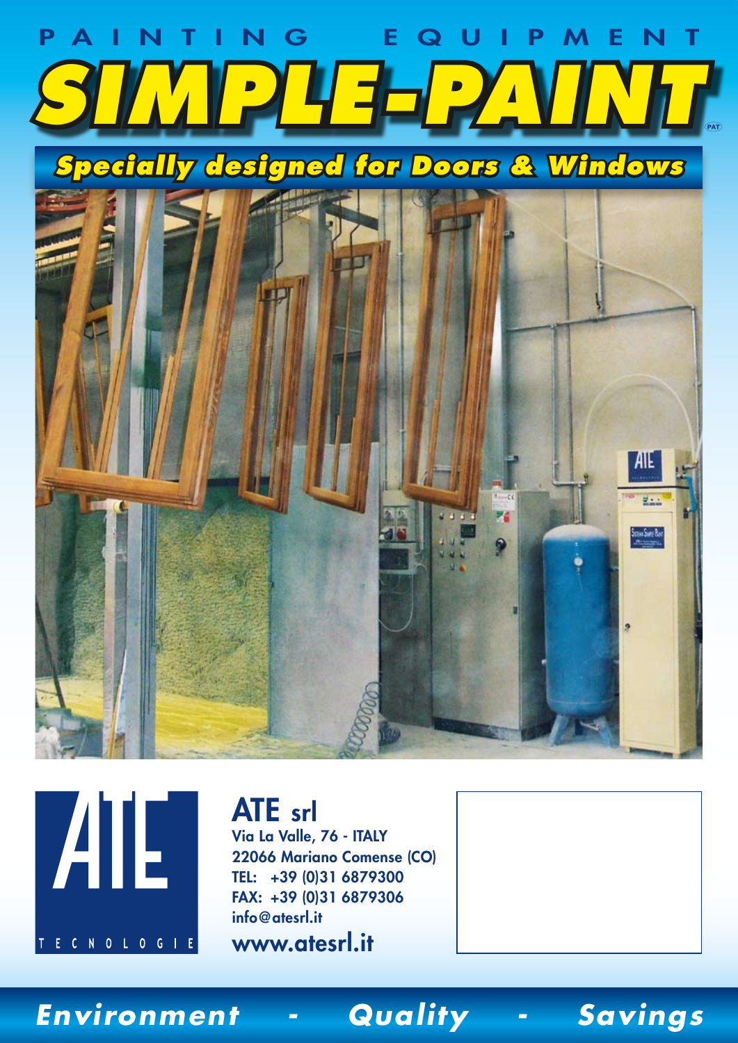PAINTING EQUIPMENT

# SIMPLE-PAINT

PAT

## Specially designed for Doors & Windows

ATE
TECNOLOGIE

**ATE srl**
Via La Valle, 76 - ITALY
22066 Mariano Comense (CO)
TEL: +39 (0)31 6879300
FAX: +39 (0)31 6879306
info@atesrl.it
www.atesrl.it

***Environment - Quality - Savings***